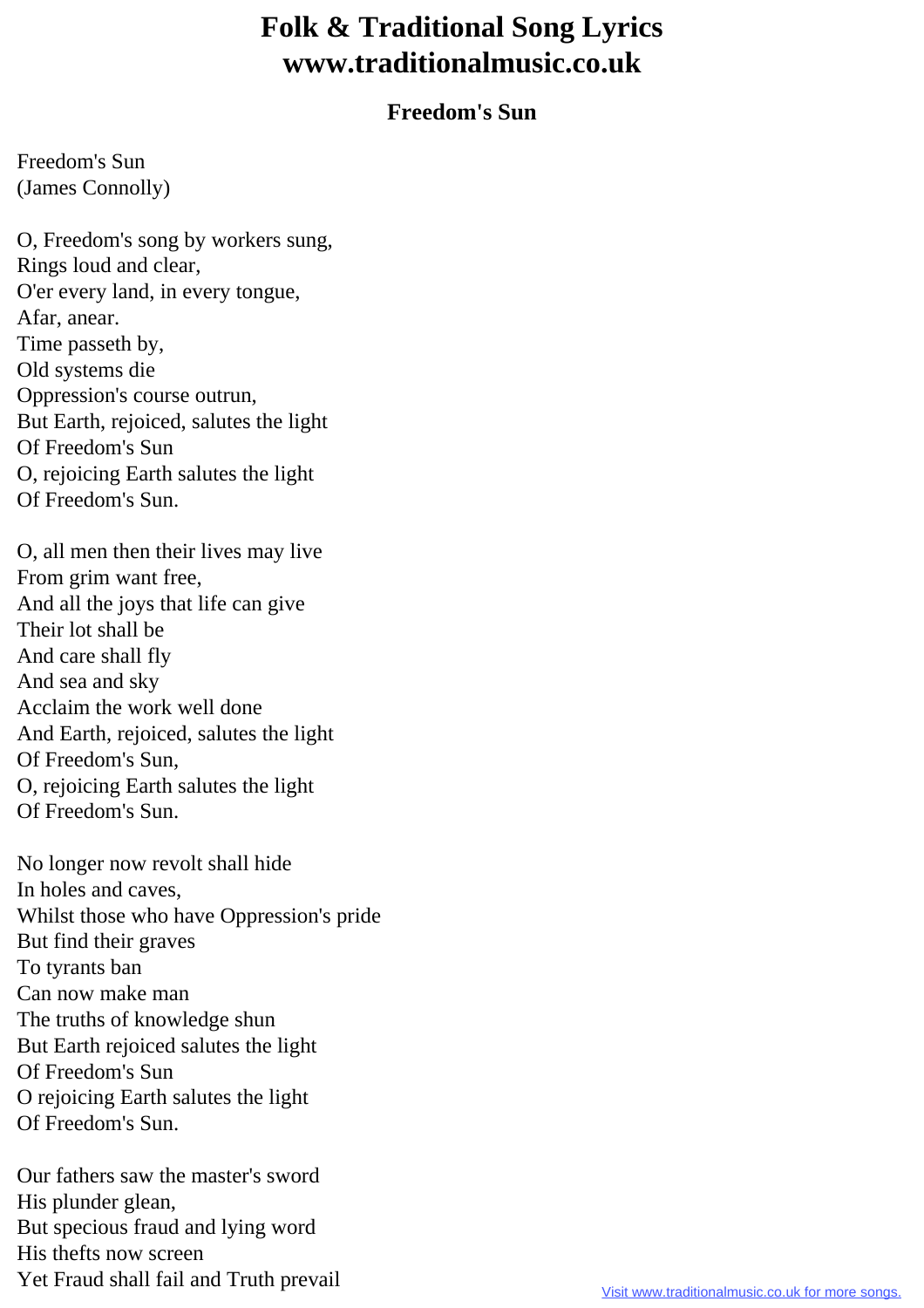# Folk & Traditional Song Lyrics
# www.traditionalmusic.co.uk

### Freedom's Sun

Freedom's Sun
(James Connolly)

O, Freedom's song by workers sung,
Rings loud and clear,
O'er every land, in every tongue,
Afar, anear.
Time passeth by,
Old systems die
Oppression's course outrun,
But Earth, rejoiced, salutes the light
Of Freedom's Sun
O, rejoicing Earth salutes the light
Of Freedom's Sun.

O, all men then their lives may live
From grim want free,
And all the joys that life can give
Their lot shall be
And care shall fly
And sea and sky
Acclaim the work well done
And Earth, rejoiced, salutes the light
Of Freedom's Sun,
O, rejoicing Earth salutes the light
Of Freedom's Sun.

No longer now revolt shall hide
In holes and caves,
Whilst those who have Oppression's pride
But find their graves
To tyrants ban
Can now make man
The truths of knowledge shun
But Earth rejoiced salutes the light
Of Freedom's Sun
O rejoicing Earth salutes the light
Of Freedom's Sun.

Our fathers saw the master's sword
His plunder glean,
But specious fraud and lying word
His thefts now screen
Yet Fraud shall fail and Truth prevail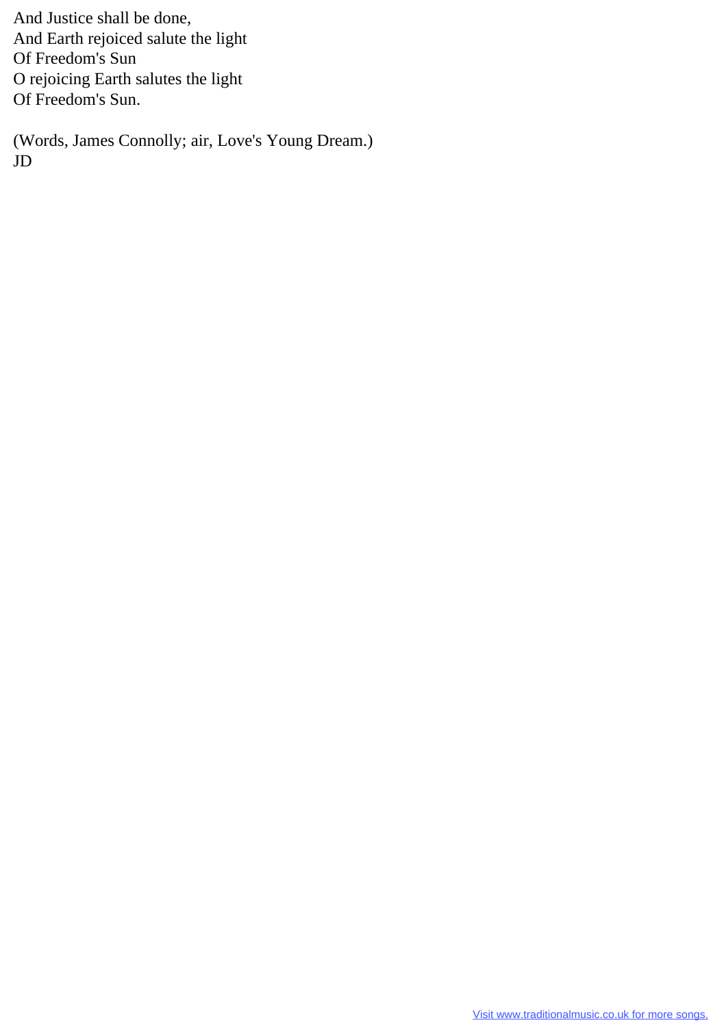And Justice shall be done,
And Earth rejoiced salute the light
Of Freedom's Sun
O rejoicing Earth salutes the light
Of Freedom's Sun.

(Words, James Connolly; air, Love's Young Dream.)
JD